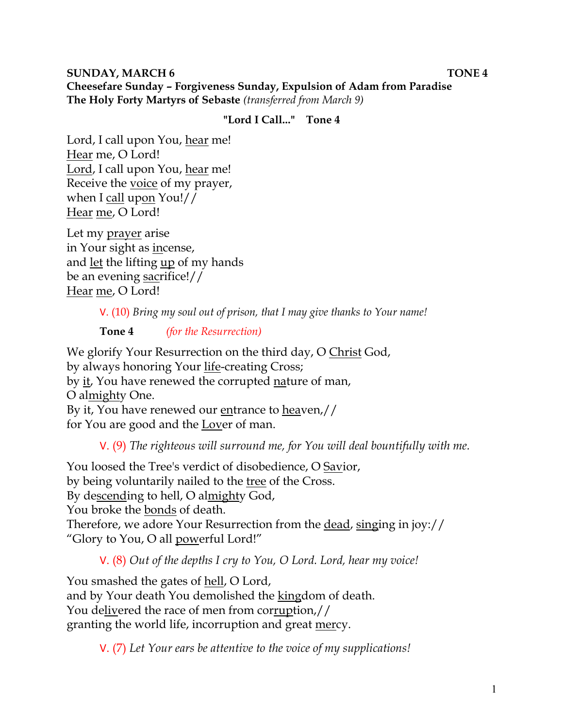**SUNDAY, MARCH 6** **TONE 4**
**Cheesefare Sunday – Forgiveness Sunday, Expulsion of Adam from Paradise**
**The Holy Forty Martyrs of Sebaste** *(transferred from March 9)*

**"Lord I Call..." Tone 4**

Lord, I call upon You, hear me!
Hear me, O Lord!
Lord, I call upon You, hear me!
Receive the voice of my prayer,
when I call upon You!//
Hear me, O Lord!

Let my prayer arise
in Your sight as incense,
and let the lifting up of my hands
be an evening sacrifice!//
Hear me, O Lord!

> V. (10) *Bring my soul out of prison, that I may give thanks to Your name!*

> **Tone 4** *(for the Resurrection)*

We glorify Your Resurrection on the third day, O Christ God,
by always honoring Your life-creating Cross;
by it, You have renewed the corrupted nature of man,
O almighty One.
By it, You have renewed our entrance to heaven,//
for You are good and the Lover of man.

> V. (9) *The righteous will surround me, for You will deal bountifully with me.*

You loosed the Tree's verdict of disobedience, O Savior,
by being voluntarily nailed to the tree of the Cross.
By descending to hell, O almighty God,
You broke the bonds of death.
Therefore, we adore Your Resurrection from the dead, singing in joy://
"Glory to You, O all powerful Lord!"

> V. (8) *Out of the depths I cry to You, O Lord. Lord, hear my voice!*

You smashed the gates of hell, O Lord,
and by Your death You demolished the kingdom of death.
You delivered the race of men from corruption,//
granting the world life, incorruption and great mercy.

> V. (7) *Let Your ears be attentive to the voice of my supplications!*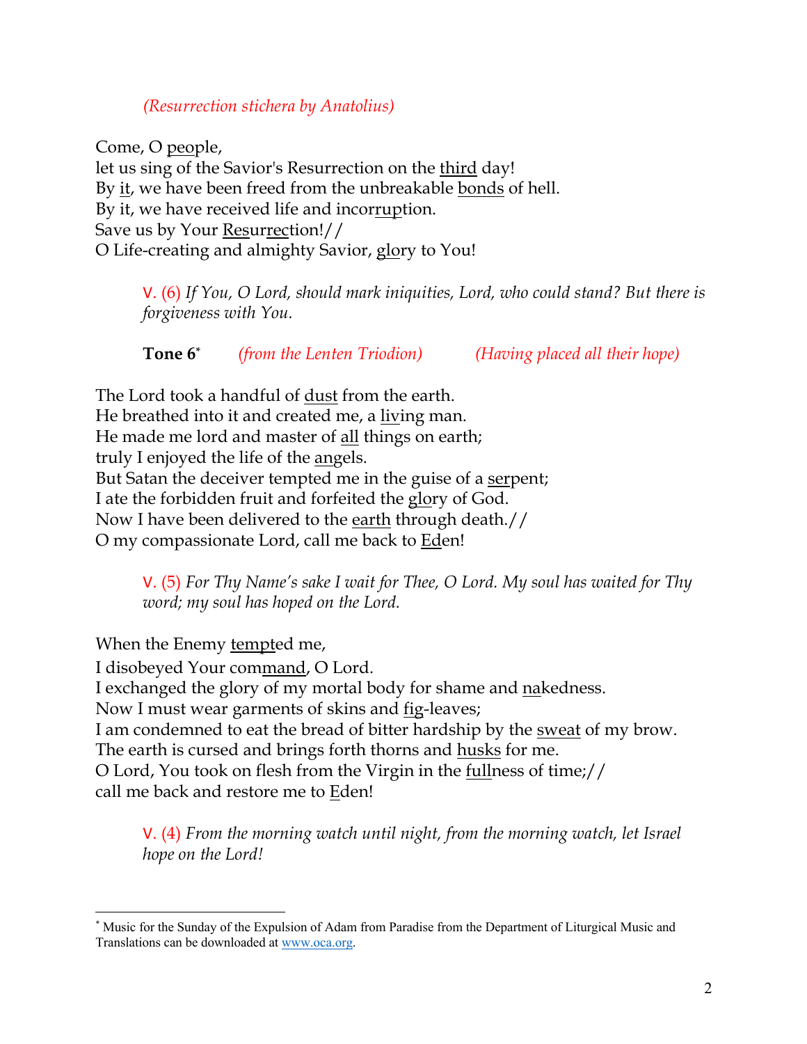*(Resurrection stichera by Anatolius)*

Come, O people,
let us sing of the Savior's Resurrection on the third day!
By it, we have been freed from the unbreakable bonds of hell.
By it, we have received life and incorruption.
Save us by Your Resurrection!//
O Life-creating and almighty Savior, glory to You!

> V. (6) *If You, O Lord, should mark iniquities, Lord, who could stand? But there is forgiveness with You.*

> **Tone 6*** *(from the Lenten Triodion)* *(Having placed all their hope)*

The Lord took a handful of dust from the earth.
He breathed into it and created me, a living man.
He made me lord and master of all things on earth;
truly I enjoyed the life of the angels.
But Satan the deceiver tempted me in the guise of a serpent;
I ate the forbidden fruit and forfeited the glory of God.
Now I have been delivered to the earth through death.//
O my compassionate Lord, call me back to Eden!

> V. (5) *For Thy Name's sake I wait for Thee, O Lord. My soul has waited for Thy word; my soul has hoped on the Lord.*

When the Enemy tempted me,
I disobeyed Your command, O Lord.
I exchanged the glory of my mortal body for shame and nakedness.
Now I must wear garments of skins and fig-leaves;
I am condemned to eat the bread of bitter hardship by the sweat of my brow.
The earth is cursed and brings forth thorns and husks for me.
O Lord, You took on flesh from the Virgin in the fullness of time;//
call me back and restore me to Eden!

> V. (4) *From the morning watch until night, from the morning watch, let Israel hope on the Lord!*

---

* Music for the Sunday of the Expulsion of Adam from Paradise from the Department of Liturgical Music and Translations can be downloaded at www.oca.org.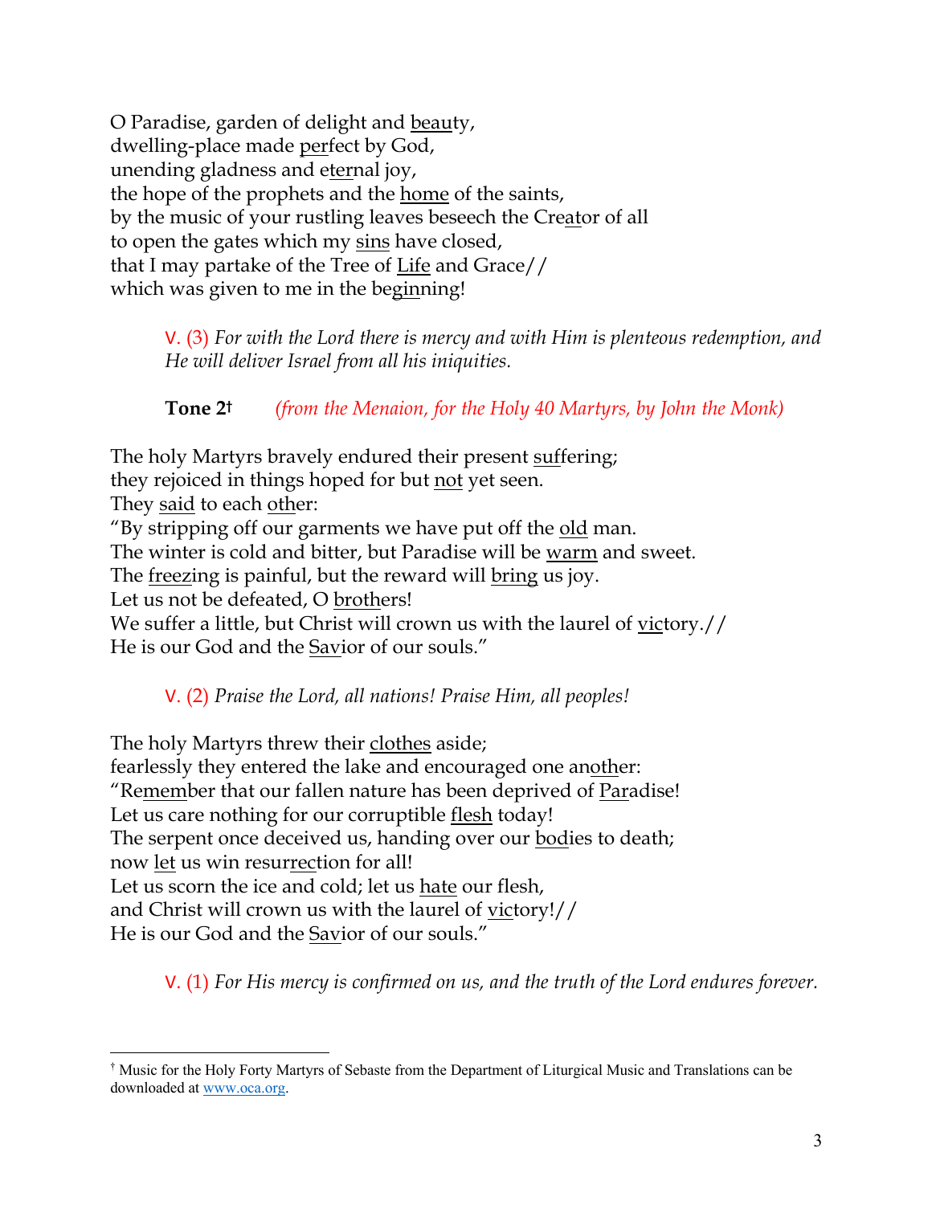O Paradise, garden of delight and <u>beau</u>ty,
dwelling-place made <u>per</u>fect by God,
unending gladness and e<u>ter</u>nal joy,
the hope of the prophets and the <u>home</u> of the saints,
by the music of your rustling leaves beseech the Cre<u>a</u>tor of all
to open the gates which my <u>sins</u> have closed,
that I may partake of the Tree of <u>Life</u> and Grace//
which was given to me in the beg<u>in</u>ning!

> V. (3) *For with the Lord there is mercy and with Him is plenteous redemption, and He will deliver Israel from all his iniquities.*

> **Tone 2**† *(from the Menaion, for the Holy 40 Martyrs, by John the Monk)*

The holy Martyrs bravely endured their present <u>suf</u>fering;
they rejoiced in things hoped for but <u>not</u> yet seen.
They <u>said</u> to each <u>oth</u>er:
"By stripping off our garments we have put off the <u>old</u> man.
The winter is cold and bitter, but Paradise will be <u>warm</u> and sweet.
The <u>freez</u>ing is painful, but the reward will <u>bring</u> us joy.
Let us not be defeated, O <u>broth</u>ers!
We suffer a little, but Christ will crown us with the laurel of <u>vic</u>tory.//
He is our God and the <u>Sav</u>ior of our souls."

> V. (2) *Praise the Lord, all nations! Praise Him, all peoples!*

The holy Martyrs threw their <u>clothes</u> aside;
fearlessly they entered the lake and encouraged one an<u>oth</u>er:
"Re<u>mem</u>ber that our fallen nature has been deprived of <u>Par</u>adise!
Let us care nothing for our corruptible <u>flesh</u> today!
The serpent once deceived us, handing over our <u>bod</u>ies to death;
now <u>let</u> us win resur<u>rec</u>tion for all!
Let us scorn the ice and cold; let us <u>hate</u> our flesh,
and Christ will crown us with the laurel of <u>vic</u>tory!//
He is our God and the <u>Sav</u>ior of our souls."

> V. (1) *For His mercy is confirmed on us, and the truth of the Lord endures forever.*

---

† Music for the Holy Forty Martyrs of Sebaste from the Department of Liturgical Music and Translations can be downloaded at www.oca.org.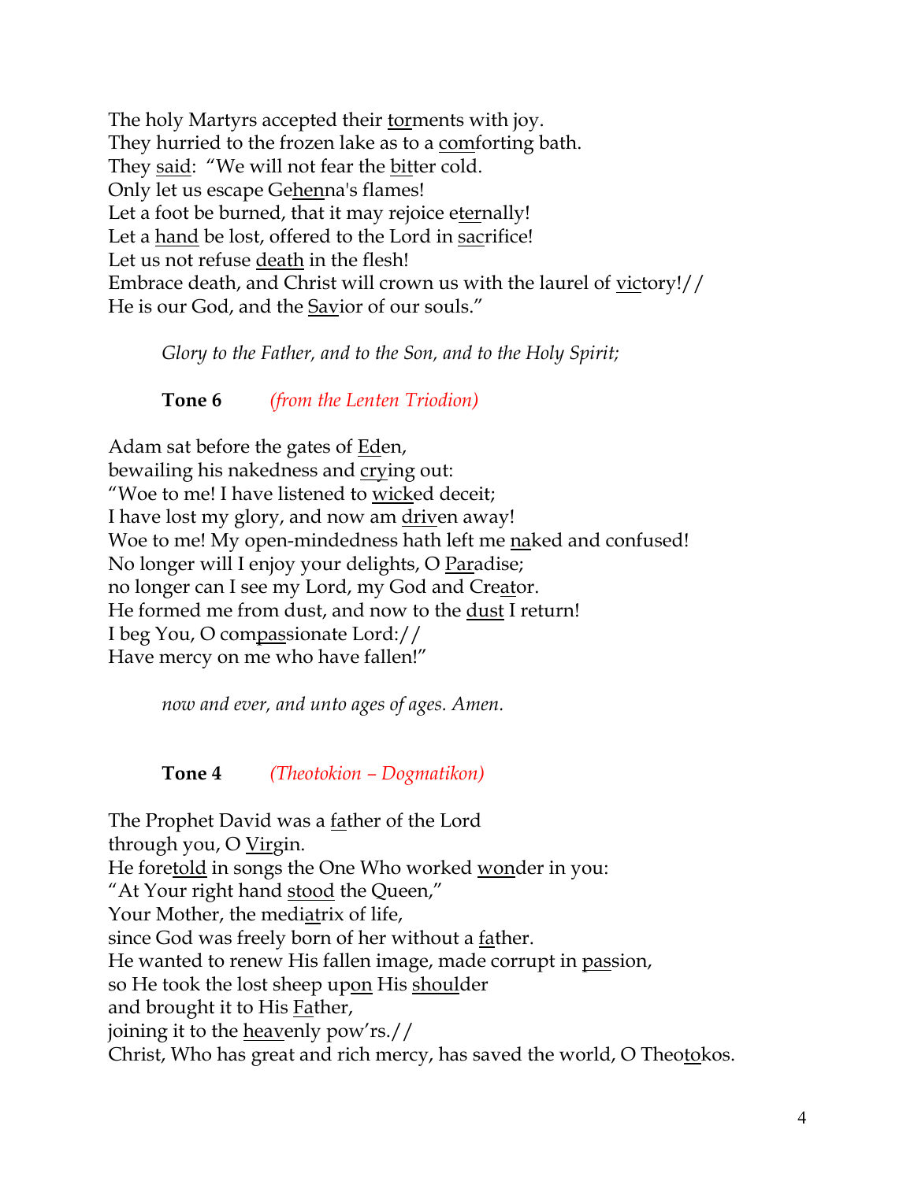The holy Martyrs accepted their <u>tor</u>ments with joy.
They hurried to the frozen lake as to a <u>com</u>forting bath.
They <u>said</u>: "We will not fear the <u>bit</u>ter cold.
Only let us escape Ge<u>hen</u>na's flames!
Let a foot be burned, that it may rejoice e<u>ter</u>nally!
Let a <u>hand</u> be lost, offered to the Lord in <u>sac</u>rifice!
Let us not refuse <u>death</u> in the flesh!
Embrace death, and Christ will crown us with the laurel of <u>vic</u>tory!//
He is our God, and the <u>Sav</u>ior of our souls."

*Glory to the Father, and to the Son, and to the Holy Spirit;*

**Tone 6** *(from the Lenten Triodion)*

Adam sat before the gates of <u>Ed</u>en,
bewailing his nakedness and <u>cry</u>ing out:
"Woe to me! I have listened to <u>wick</u>ed deceit;
I have lost my glory, and now am <u>driv</u>en away!
Woe to me! My open-mindedness hath left me <u>na</u>ked and confused!
No longer will I enjoy your delights, O <u>Par</u>adise;
no longer can I see my Lord, my God and Cre<u>at</u>or.
He formed me from dust, and now to the <u>dust</u> I return!
I beg You, O com<u>pas</u>sionate Lord://
Have mercy on me who have fallen!"

*now and ever, and unto ages of ages. Amen.*

**Tone 4** *(Theotokion – Dogmatikon)*

The Prophet David was a <u>fa</u>ther of the Lord
through you, O <u>Vir</u>gin.
He fore<u>told</u> in songs the One Who worked <u>won</u>der in you:
"At Your right hand <u>stood</u> the Queen,"
Your Mother, the medi<u>at</u>rix of life,
since God was freely born of her without a <u>fa</u>ther.
He wanted to renew His fallen image, made corrupt in <u>pas</u>sion,
so He took the lost sheep up<u>on</u> His <u>shoul</u>der
and brought it to His <u>Fa</u>ther,
joining it to the <u>heav</u>enly pow'rs.//
Christ, Who has great and rich mercy, has saved the world, O Theo<u>to</u>kos.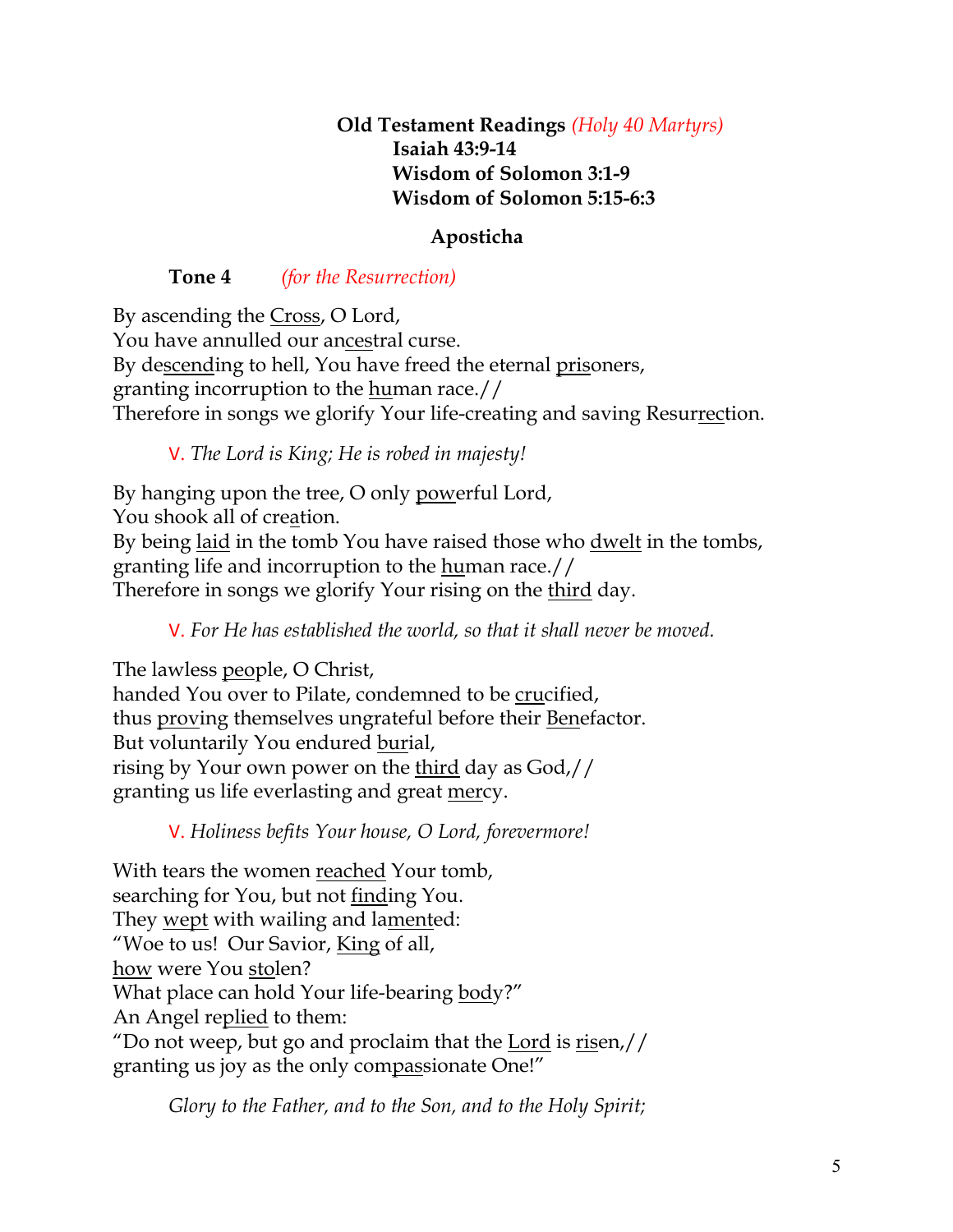**Old Testament Readings** *(Holy 40 Martyrs)*
**Isaiah 43:9-14**
**Wisdom of Solomon 3:1-9**
**Wisdom of Solomon 5:15-6:3**

## Aposticha

**Tone 4** *(for the Resurrection)*

By ascending the Cross, O Lord,
You have annulled our ancestral curse.
By descending to hell, You have freed the eternal prisoners,
granting incorruption to the human race.//
Therefore in songs we glorify Your life-creating and saving Resurrection.

V. *The Lord is King; He is robed in majesty!*

By hanging upon the tree, O only powerful Lord,
You shook all of creation.
By being laid in the tomb You have raised those who dwelt in the tombs,
granting life and incorruption to the human race.//
Therefore in songs we glorify Your rising on the third day.

V. *For He has established the world, so that it shall never be moved.*

The lawless people, O Christ,
handed You over to Pilate, condemned to be crucified,
thus proving themselves ungrateful before their Benefactor.
But voluntarily You endured burial,
rising by Your own power on the third day as God,//
granting us life everlasting and great mercy.

V. *Holiness befits Your house, O Lord, forevermore!*

With tears the women reached Your tomb,
searching for You, but not finding You.
They wept with wailing and lamented:
"Woe to us! Our Savior, King of all,
how were You stolen?
What place can hold Your life-bearing body?"
An Angel replied to them:
"Do not weep, but go and proclaim that the Lord is risen,//
granting us joy as the only compassionate One!"

*Glory to the Father, and to the Son, and to the Holy Spirit;*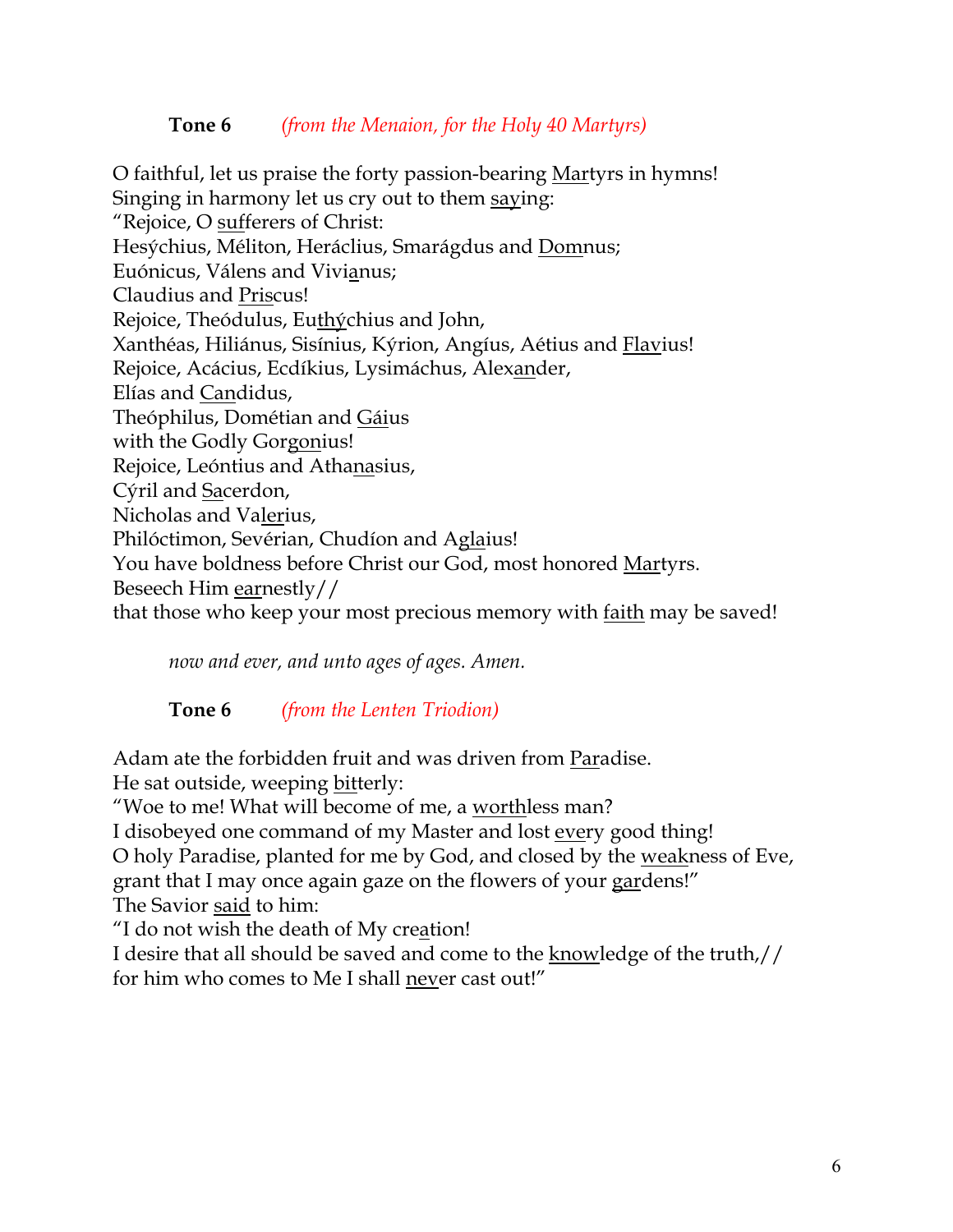**Tone 6** *(from the Menaion, for the Holy 40 Martyrs)*

O faithful, let us praise the forty passion-bearing <u>Mar</u>tyrs in hymns!
Singing in harmony let us cry out to them <u>say</u>ing:
"Rejoice, O <u>suf</u>ferers of Christ:
Hesýchius, Méliton, Heráclius, Smarágdus and <u>Dom</u>nus;
Euónicus, Válens and Vivi<u>a</u>nus;
Claudius and <u>Pris</u>cus!
Rejoice, Theódulus, Eu<u>thý</u>chius and John,
Xanthéas, Hiliánus, Sisínius, Kýrion, Angíus, Aétius and <u>Flav</u>ius!
Rejoice, Acácius, Ecdíkius, Lysimáchus, Alex<u>an</u>der,
Elías and <u>Can</u>didus,
Theóphilus, Dométian and <u>Gái</u>us
with the Godly Gor<u>gon</u>ius!
Rejoice, Leóntius and Atha<u>na</u>sius,
Cýril and <u>Sa</u>cerdon,
Nicholas and Va<u>ler</u>ius,
Philóctimon, Sevérian, Chudíon and Ag<u>la</u>ius!
You have boldness before Christ our God, most honored <u>Mar</u>tyrs.
Beseech Him <u>ear</u>nestly//
that those who keep your most precious memory with <u>faith</u> may be saved!

*now and ever, and unto ages of ages. Amen.*

**Tone 6** *(from the Lenten Triodion)*

Adam ate the forbidden fruit and was driven from <u>Par</u>adise.
He sat outside, weeping <u>bit</u>terly:
"Woe to me! What will become of me, a <u>worth</u>less man?
I disobeyed one command of my Master and lost <u>ev</u>ery good thing!
O holy Paradise, planted for me by God, and closed by the <u>weak</u>ness of Eve,
grant that I may once again gaze on the flowers of your <u>gar</u>dens!"
The Savior <u>said</u> to him:
"I do not wish the death of My cre<u>a</u>tion!
I desire that all should be saved and come to the <u>know</u>ledge of the truth,//
for him who comes to Me I shall <u>nev</u>er cast out!"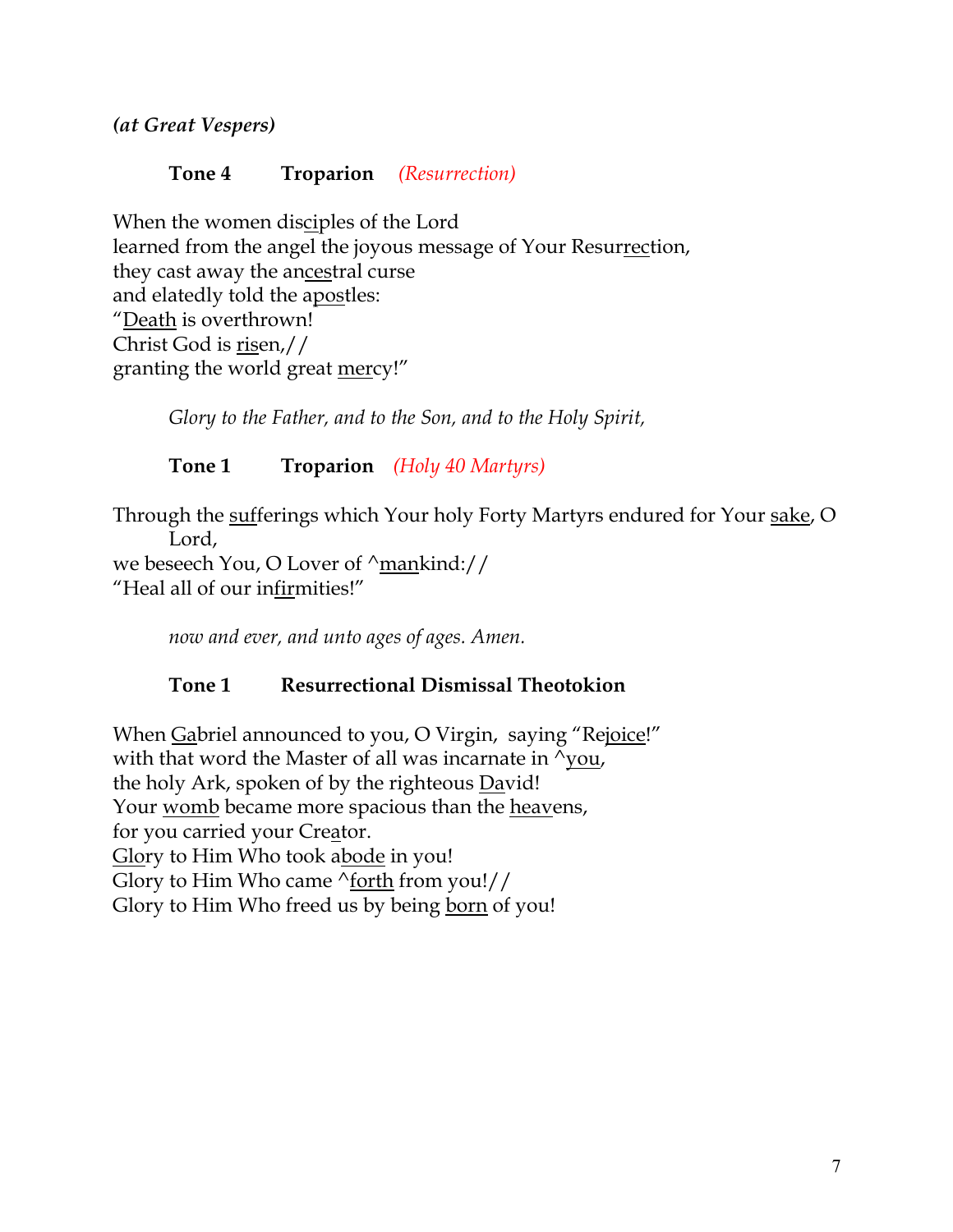***(at Great Vespers)***

**Tone 4 Troparion** *(Resurrection)*

When the women disciples of the Lord
learned from the angel the joyous message of Your Resurrection,
they cast away the ancestral curse
and elatedly told the apostles:
"Death is overthrown!
Christ God is risen,//
granting the world great mercy!"

*Glory to the Father, and to the Son, and to the Holy Spirit,*

**Tone 1 Troparion** *(Holy 40 Martyrs)*

Through the sufferings which Your holy Forty Martyrs endured for Your sake, O Lord,
we beseech You, O Lover of ^mankind://
"Heal all of our infirmities!"

*now and ever, and unto ages of ages. Amen.*

**Tone 1 Resurrectional Dismissal Theotokion**

When Gabriel announced to you, O Virgin, saying "Rejoice!"
with that word the Master of all was incarnate in ^you,
the holy Ark, spoken of by the righteous David!
Your womb became more spacious than the heavens,
for you carried your Creator.
Glory to Him Who took abode in you!
Glory to Him Who came ^forth from you!//
Glory to Him Who freed us by being born of you!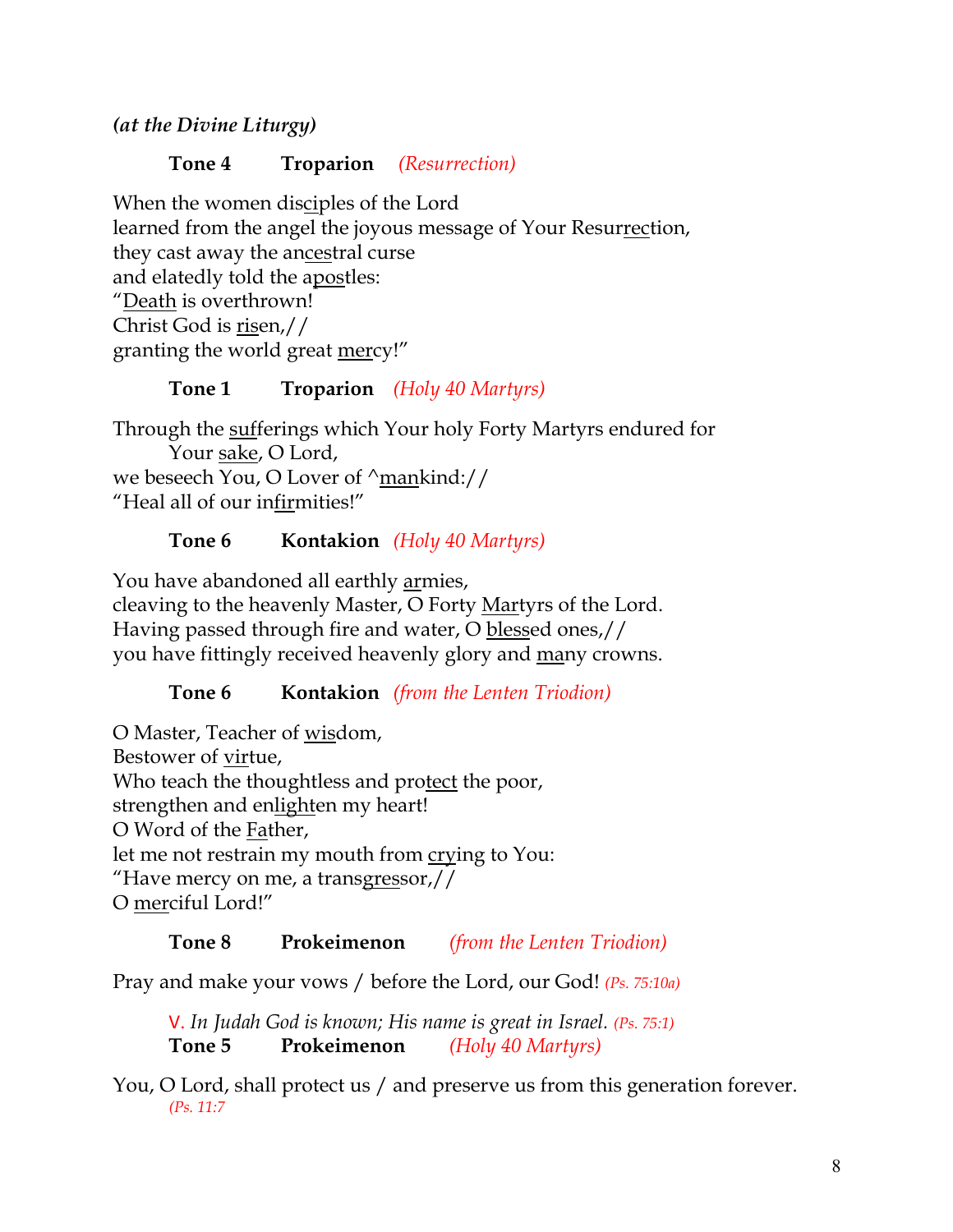***(at the Divine Liturgy)***

**Tone 4 Troparion** *(Resurrection)*

When the women disciples of the Lord
learned from the angel the joyous message of Your Resurrection,
they cast away the ancestral curse
and elatedly told the apostles:
"Death is overthrown!
Christ God is risen,//
granting the world great mercy!"

**Tone 1 Troparion** *(Holy 40 Martyrs)*

Through the sufferings which Your holy Forty Martyrs endured for Your sake, O Lord,
we beseech You, O Lover of ^mankind://
"Heal all of our infirmities!"

**Tone 6 Kontakion** *(Holy 40 Martyrs)*

You have abandoned all earthly armies,
cleaving to the heavenly Master, O Forty Martyrs of the Lord.
Having passed through fire and water, O blessed ones,//
you have fittingly received heavenly glory and many crowns.

**Tone 6 Kontakion** *(from the Lenten Triodion)*

O Master, Teacher of wisdom,
Bestower of virtue,
Who teach the thoughtless and protect the poor,
strengthen and enlighten my heart!
O Word of the Father,
let me not restrain my mouth from crying to You:
"Have mercy on me, a transgressor,//
O merciful Lord!"

**Tone 8 Prokeimenon** *(from the Lenten Triodion)*

Pray and make your vows / before the Lord, our God! *(Ps. 75:10a)*

V. *In Judah God is known; His name is great in Israel. (Ps. 75:1)*

**Tone 5 Prokeimenon** *(Holy 40 Martyrs)*

You, O Lord, shall protect us / and preserve us from this generation forever. *(Ps. 11:7*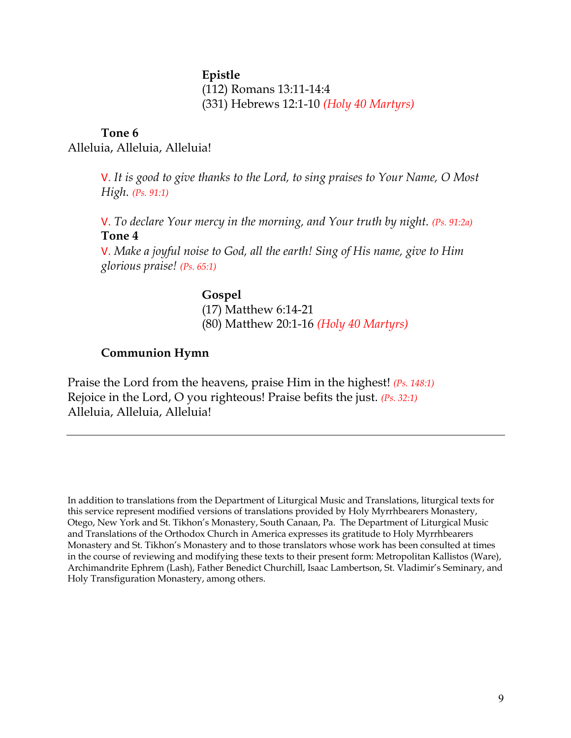**Epistle**
(112) Romans 13:11-14:4
(331) Hebrews 12:1-10 *(Holy 40 Martyrs)*

**Tone 6**
Alleluia, Alleluia, Alleluia!

V. *It is good to give thanks to the Lord, to sing praises to Your Name, O Most High. (Ps. 91:1)*

V. *To declare Your mercy in the morning, and Your truth by night. (Ps. 91:2a)*

**Tone 4**
V. *Make a joyful noise to God, all the earth! Sing of His name, give to Him glorious praise! (Ps. 65:1)*

**Gospel**
(17) Matthew 6:14-21
(80) Matthew 20:1-16 *(Holy 40 Martyrs)*

**Communion Hymn**

Praise the Lord from the heavens, praise Him in the highest! *(Ps. 148:1)*
Rejoice in the Lord, O you righteous! Praise befits the just. *(Ps. 32:1)*
Alleluia, Alleluia, Alleluia!

---

In addition to translations from the Department of Liturgical Music and Translations, liturgical texts for this service represent modified versions of translations provided by Holy Myrrhbearers Monastery, Otego, New York and St. Tikhon's Monastery, South Canaan, Pa. The Department of Liturgical Music and Translations of the Orthodox Church in America expresses its gratitude to Holy Myrrhbearers Monastery and St. Tikhon's Monastery and to those translators whose work has been consulted at times in the course of reviewing and modifying these texts to their present form: Metropolitan Kallistos (Ware), Archimandrite Ephrem (Lash), Father Benedict Churchill, Isaac Lambertson, St. Vladimir's Seminary, and Holy Transfiguration Monastery, among others.